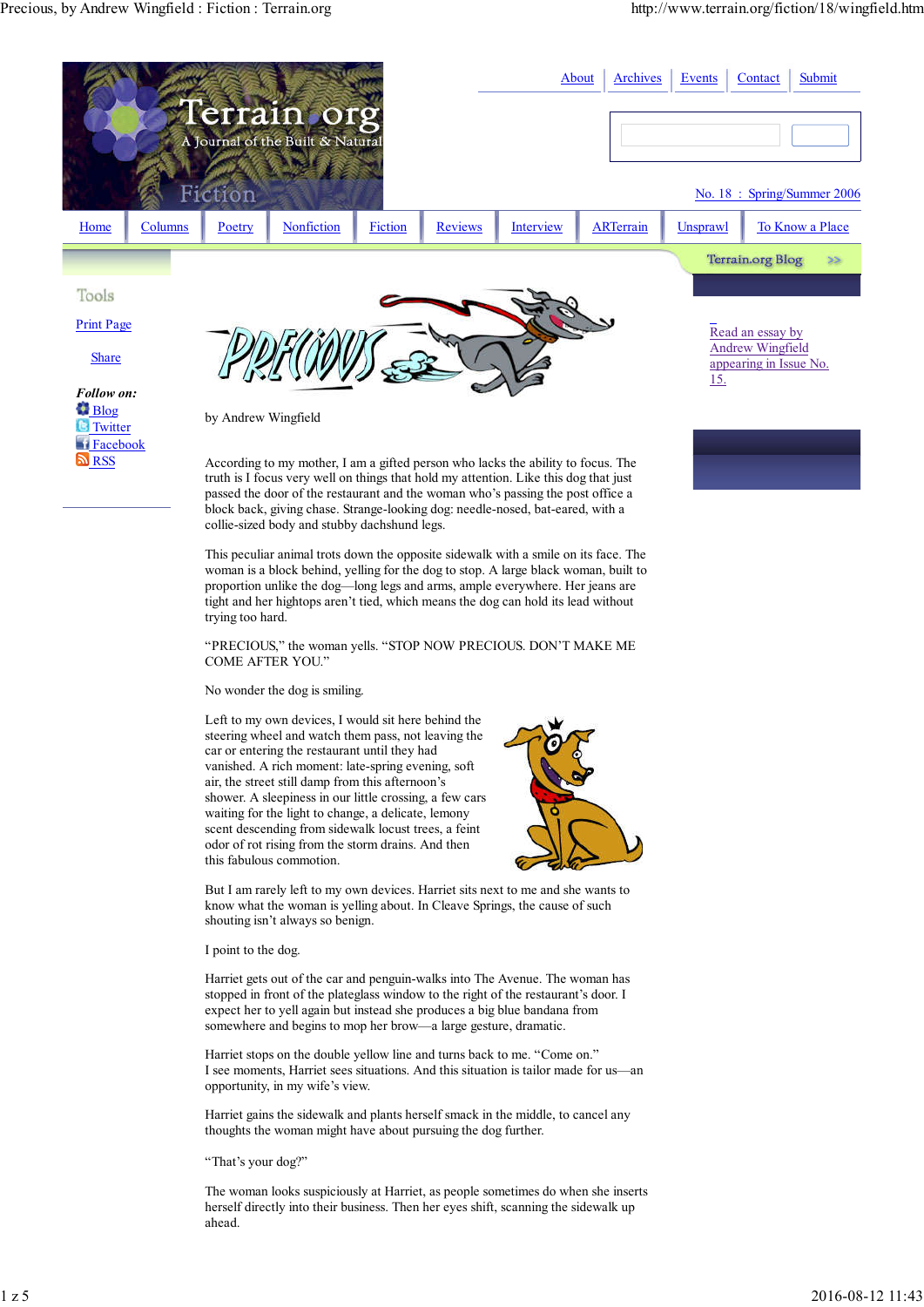# PRECIOUS

by Andrew Wingfield

According to my mother, I am a gifted person who lacks the ability to focus. The truth is I focus very well on things that hold my attention. Like this dog that just passed the door of the restaurant and the woman who's passing the post office a block back, giving chase. Strange-looking dog: needle-nosed, bat-eared, with a collie-sized body and stubby dachshund legs.

This peculiar animal trots down the opposite sidewalk with a smile on its face. The woman is a block behind, yelling for the dog to stop. A large black woman, built to proportion unlike the dog—long legs and arms, ample everywhere. Her jeans are tight and her hightops aren't tied, which means the dog can hold its lead without trying too hard.

"PRECIOUS," the woman yells. "STOP NOW PRECIOUS. DON'T MAKE ME COME AFTER YOU."

No wonder the dog is smiling.

Left to my own devices, I would sit here behind the steering wheel and watch them pass, not leaving the car or entering the restaurant until they had vanished. A rich moment: late-spring evening, soft air, the street still damp from this afternoon's shower. A sleepiness in our little crossing, a few cars waiting for the light to change, a delicate, lemony scent descending from sidewalk locust trees, a feint odor of rot rising from the storm drains. And then this fabulous commotion.

But I am rarely left to my own devices. Harriet sits next to me and she wants to know what the woman is yelling about. In Cleave Springs, the cause of such shouting isn't always so benign.

I point to the dog.

Harriet gets out of the car and penguin-walks into The Avenue. The woman has stopped in front of the plateglass window to the right of the restaurant's door. I expect her to yell again but instead she produces a big blue bandana from somewhere and begins to mop her brow—a large gesture, dramatic.

Harriet stops on the double yellow line and turns back to me. "Come on."
I see moments, Harriet sees situations. And this situation is tailor made for us—an opportunity, in my wife's view.

Harriet gains the sidewalk and plants herself smack in the middle, to cancel any thoughts the woman might have about pursuing the dog further.

"That's your dog?"

The woman looks suspiciously at Harriet, as people sometimes do when she inserts herself directly into their business. Then her eyes shift, scanning the sidewalk up ahead.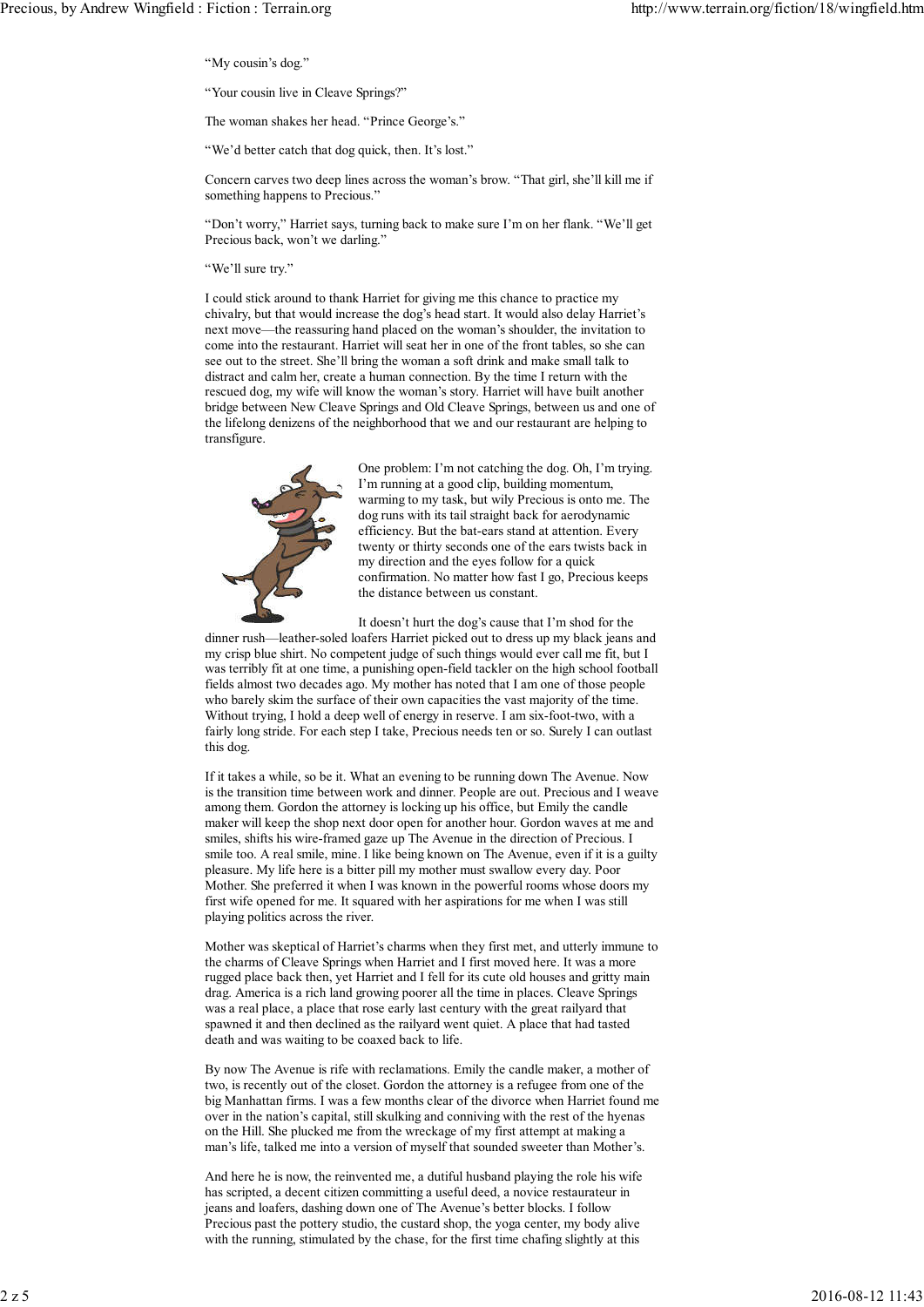"My cousin's dog."

"Your cousin live in Cleave Springs?"

The woman shakes her head. "Prince George's."

"We'd better catch that dog quick, then. It's lost."

Concern carves two deep lines across the woman's brow. "That girl, she'll kill me if something happens to Precious."

"Don't worry," Harriet says, turning back to make sure I'm on her flank. "We'll get Precious back, won't we darling."

"We'll sure try."

I could stick around to thank Harriet for giving me this chance to practice my chivalry, but that would increase the dog's head start. It would also delay Harriet's next move—the reassuring hand placed on the woman's shoulder, the invitation to come into the restaurant. Harriet will seat her in one of the front tables, so she can see out to the street. She'll bring the woman a soft drink and make small talk to distract and calm her, create a human connection. By the time I return with the rescued dog, my wife will know the woman's story. Harriet will have built another bridge between New Cleave Springs and Old Cleave Springs, between us and one of the lifelong denizens of the neighborhood that we and our restaurant are helping to transfigure.

One problem: I'm not catching the dog. Oh, I'm trying. I'm running at a good clip, building momentum, warming to my task, but wily Precious is onto me. The dog runs with its tail straight back for aerodynamic efficiency. But the bat-ears stand at attention. Every twenty or thirty seconds one of the ears twists back in my direction and the eyes follow for a quick confirmation. No matter how fast I go, Precious keeps the distance between us constant.

It doesn't hurt the dog's cause that I'm shod for the dinner rush—leather-soled loafers Harriet picked out to dress up my black jeans and my crisp blue shirt. No competent judge of such things would ever call me fit, but I was terribly fit at one time, a punishing open-field tackler on the high school football fields almost two decades ago. My mother has noted that I am one of those people who barely skim the surface of their own capacities the vast majority of the time. Without trying, I hold a deep well of energy in reserve. I am six-foot-two, with a fairly long stride. For each step I take, Precious needs ten or so. Surely I can outlast this dog.

If it takes a while, so be it. What an evening to be running down The Avenue. Now is the transition time between work and dinner. People are out. Precious and I weave among them. Gordon the attorney is locking up his office, but Emily the candle maker will keep the shop next door open for another hour. Gordon waves at me and smiles, shifts his wire-framed gaze up The Avenue in the direction of Precious. I smile too. A real smile, mine. I like being known on The Avenue, even if it is a guilty pleasure. My life here is a bitter pill my mother must swallow every day. Poor Mother. She preferred it when I was known in the powerful rooms whose doors my first wife opened for me. It squared with her aspirations for me when I was still playing politics across the river.

Mother was skeptical of Harriet's charms when they first met, and utterly immune to the charms of Cleave Springs when Harriet and I first moved here. It was a more rugged place back then, yet Harriet and I fell for its cute old houses and gritty main drag. America is a rich land growing poorer all the time in places. Cleave Springs was a real place, a place that rose early last century with the great railyard that spawned it and then declined as the railyard went quiet. A place that had tasted death and was waiting to be coaxed back to life.

By now The Avenue is rife with reclamations. Emily the candle maker, a mother of two, is recently out of the closet. Gordon the attorney is a refugee from one of the big Manhattan firms. I was a few months clear of the divorce when Harriet found me over in the nation's capital, still skulking and conniving with the rest of the hyenas on the Hill. She plucked me from the wreckage of my first attempt at making a man's life, talked me into a version of myself that sounded sweeter than Mother's.

And here he is now, the reinvented me, a dutiful husband playing the role his wife has scripted, a decent citizen committing a useful deed, a novice restaurateur in jeans and loafers, dashing down one of The Avenue's better blocks. I follow Precious past the pottery studio, the custard shop, the yoga center, my body alive with the running, stimulated by the chase, for the first time chafing slightly at this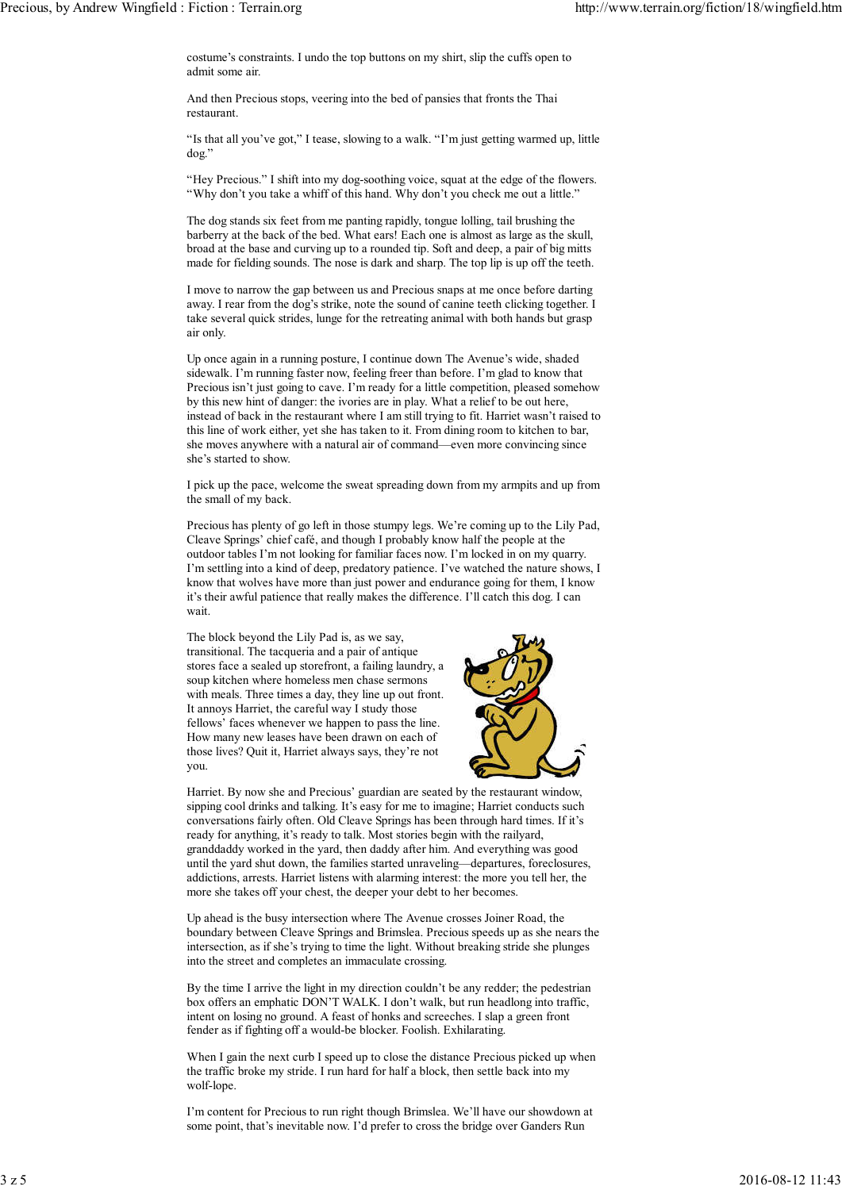costume's constraints. I undo the top buttons on my shirt, slip the cuffs open to admit some air.

And then Precious stops, veering into the bed of pansies that fronts the Thai restaurant.

"Is that all you've got," I tease, slowing to a walk. "I'm just getting warmed up, little dog."

"Hey Precious." I shift into my dog-soothing voice, squat at the edge of the flowers. "Why don't you take a whiff of this hand. Why don't you check me out a little."

The dog stands six feet from me panting rapidly, tongue lolling, tail brushing the barberry at the back of the bed. What ears! Each one is almost as large as the skull, broad at the base and curving up to a rounded tip. Soft and deep, a pair of big mitts made for fielding sounds. The nose is dark and sharp. The top lip is up off the teeth.

I move to narrow the gap between us and Precious snaps at me once before darting away. I rear from the dog's strike, note the sound of canine teeth clicking together. I take several quick strides, lunge for the retreating animal with both hands but grasp air only.

Up once again in a running posture, I continue down The Avenue's wide, shaded sidewalk. I'm running faster now, feeling freer than before. I'm glad to know that Precious isn't just going to cave. I'm ready for a little competition, pleased somehow by this new hint of danger: the ivories are in play. What a relief to be out here, instead of back in the restaurant where I am still trying to fit. Harriet wasn't raised to this line of work either, yet she has taken to it. From dining room to kitchen to bar, she moves anywhere with a natural air of command—even more convincing since she's started to show.

I pick up the pace, welcome the sweat spreading down from my armpits and up from the small of my back.

Precious has plenty of go left in those stumpy legs. We're coming up to the Lily Pad, Cleave Springs' chief café, and though I probably know half the people at the outdoor tables I'm not looking for familiar faces now. I'm locked in on my quarry. I'm settling into a kind of deep, predatory patience. I've watched the nature shows, I know that wolves have more than just power and endurance going for them, I know it's their awful patience that really makes the difference. I'll catch this dog. I can wait.

The block beyond the Lily Pad is, as we say, transitional. The tacqueria and a pair of antique stores face a sealed up storefront, a failing laundry, a soup kitchen where homeless men chase sermons with meals. Three times a day, they line up out front. It annoys Harriet, the careful way I study those fellows' faces whenever we happen to pass the line. How many new leases have been drawn on each of those lives? Quit it, Harriet always says, they're not you.

Harriet. By now she and Precious' guardian are seated by the restaurant window, sipping cool drinks and talking. It's easy for me to imagine; Harriet conducts such conversations fairly often. Old Cleave Springs has been through hard times. If it's ready for anything, it's ready to talk. Most stories begin with the railyard, granddaddy worked in the yard, then daddy after him. And everything was good until the yard shut down, the families started unraveling—departures, foreclosures, addictions, arrests. Harriet listens with alarming interest: the more you tell her, the more she takes off your chest, the deeper your debt to her becomes.

Up ahead is the busy intersection where The Avenue crosses Joiner Road, the boundary between Cleave Springs and Brimslea. Precious speeds up as she nears the intersection, as if she's trying to time the light. Without breaking stride she plunges into the street and completes an immaculate crossing.

By the time I arrive the light in my direction couldn't be any redder; the pedestrian box offers an emphatic DON'T WALK. I don't walk, but run headlong into traffic, intent on losing no ground. A feast of honks and screeches. I slap a green front fender as if fighting off a would-be blocker. Foolish. Exhilarating.

When I gain the next curb I speed up to close the distance Precious picked up when the traffic broke my stride. I run hard for half a block, then settle back into my wolf-lope.

I'm content for Precious to run right though Brimslea. We'll have our showdown at some point, that's inevitable now. I'd prefer to cross the bridge over Ganders Run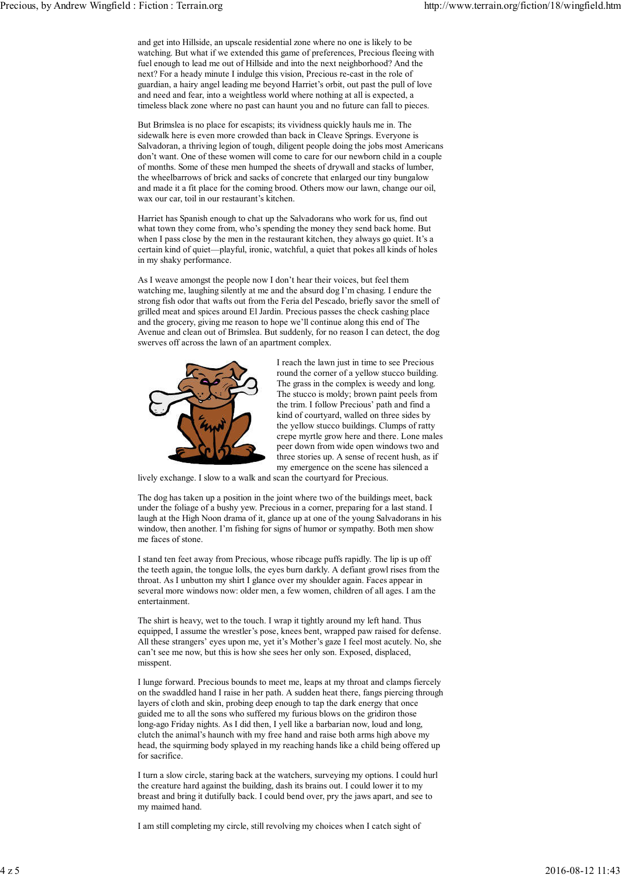and get into Hillside, an upscale residential zone where no one is likely to be watching. But what if we extended this game of preferences, Precious fleeing with fuel enough to lead me out of Hillside and into the next neighborhood? And the next? For a heady minute I indulge this vision, Precious re-cast in the role of guardian, a hairy angel leading me beyond Harriet's orbit, out past the pull of love and need and fear, into a weightless world where nothing at all is expected, a timeless black zone where no past can haunt you and no future can fall to pieces.

But Brimslea is no place for escapists; its vividness quickly hauls me in. The sidewalk here is even more crowded than back in Cleave Springs. Everyone is Salvadoran, a thriving legion of tough, diligent people doing the jobs most Americans don't want. One of these women will come to care for our newborn child in a couple of months. Some of these men humped the sheets of drywall and stacks of lumber, the wheelbarrows of brick and sacks of concrete that enlarged our tiny bungalow and made it a fit place for the coming brood. Others mow our lawn, change our oil, wax our car, toil in our restaurant's kitchen.

Harriet has Spanish enough to chat up the Salvadorans who work for us, find out what town they come from, who's spending the money they send back home. But when I pass close by the men in the restaurant kitchen, they always go quiet. It's a certain kind of quiet—playful, ironic, watchful, a quiet that pokes all kinds of holes in my shaky performance.

As I weave amongst the people now I don't hear their voices, but feel them watching me, laughing silently at me and the absurd dog I'm chasing. I endure the strong fish odor that wafts out from the Feria del Pescado, briefly savor the smell of grilled meat and spices around El Jardin. Precious passes the check cashing place and the grocery, giving me reason to hope we'll continue along this end of The Avenue and clean out of Brimslea. But suddenly, for no reason I can detect, the dog swerves off across the lawn of an apartment complex.

I reach the lawn just in time to see Precious round the corner of a yellow stucco building. The grass in the complex is weedy and long. The stucco is moldy; brown paint peels from the trim. I follow Precious' path and find a kind of courtyard, walled on three sides by the yellow stucco buildings. Clumps of ratty crepe myrtle grow here and there. Lone males peer down from wide open windows two and three stories up. A sense of recent hush, as if my emergence on the scene has silenced a lively exchange. I slow to a walk and scan the courtyard for Precious.

The dog has taken up a position in the joint where two of the buildings meet, back under the foliage of a bushy yew. Precious in a corner, preparing for a last stand. I laugh at the High Noon drama of it, glance up at one of the young Salvadorans in his window, then another. I'm fishing for signs of humor or sympathy. Both men show me faces of stone.

I stand ten feet away from Precious, whose ribcage puffs rapidly. The lip is up off the teeth again, the tongue lolls, the eyes burn darkly. A defiant growl rises from the throat. As I unbutton my shirt I glance over my shoulder again. Faces appear in several more windows now: older men, a few women, children of all ages. I am the entertainment.

The shirt is heavy, wet to the touch. I wrap it tightly around my left hand. Thus equipped, I assume the wrestler's pose, knees bent, wrapped paw raised for defense. All these strangers' eyes upon me, yet it's Mother's gaze I feel most acutely. No, she can't see me now, but this is how she sees her only son. Exposed, displaced, misspent.

I lunge forward. Precious bounds to meet me, leaps at my throat and clamps fiercely on the swaddled hand I raise in her path. A sudden heat there, fangs piercing through layers of cloth and skin, probing deep enough to tap the dark energy that once guided me to all the sons who suffered my furious blows on the gridiron those long-ago Friday nights. As I did then, I yell like a barbarian now, loud and long, clutch the animal's haunch with my free hand and raise both arms high above my head, the squirming body splayed in my reaching hands like a child being offered up for sacrifice.

I turn a slow circle, staring back at the watchers, surveying my options. I could hurl the creature hard against the building, dash its brains out. I could lower it to my breast and bring it dutifully back. I could bend over, pry the jaws apart, and see to my maimed hand.

I am still completing my circle, still revolving my choices when I catch sight of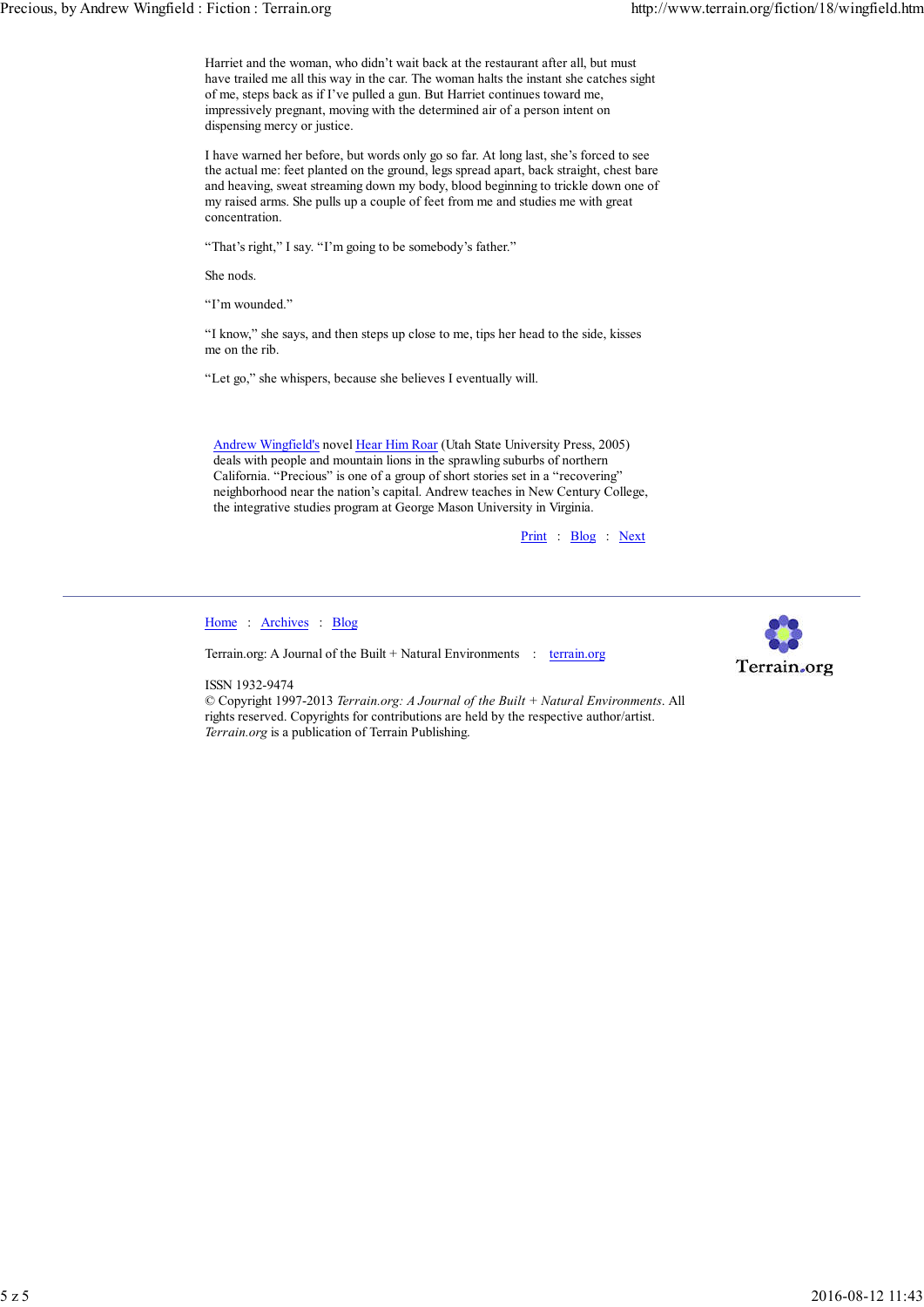Harriet and the woman, who didn't wait back at the restaurant after all, but must have trailed me all this way in the car. The woman halts the instant she catches sight of me, steps back as if I've pulled a gun. But Harriet continues toward me, impressively pregnant, moving with the determined air of a person intent on dispensing mercy or justice.

I have warned her before, but words only go so far. At long last, she's forced to see the actual me: feet planted on the ground, legs spread apart, back straight, chest bare and heaving, sweat streaming down my body, blood beginning to trickle down one of my raised arms. She pulls up a couple of feet from me and studies me with great concentration.

"That's right," I say. "I'm going to be somebody's father."

She nods.

"I'm wounded."

"I know," she says, and then steps up close to me, tips her head to the side, kisses me on the rib.

"Let go," she whispers, because she believes I eventually will.

Andrew Wingfield's novel Hear Him Roar (Utah State University Press, 2005) deals with people and mountain lions in the sprawling suburbs of northern California. "Precious" is one of a group of short stories set in a "recovering" neighborhood near the nation's capital. Andrew teaches in New Century College, the integrative studies program at George Mason University in Virginia.

Print : Blog : Next

---

Home : Archives : Blog

Terrain.org: A Journal of the Built + Natural Environments : terrain.org

ISSN 1932-9474
© Copyright 1997-2013 *Terrain.org: A Journal of the Built + Natural Environments*. All rights reserved. Copyrights for contributions are held by the respective author/artist. *Terrain.org* is a publication of Terrain Publishing.